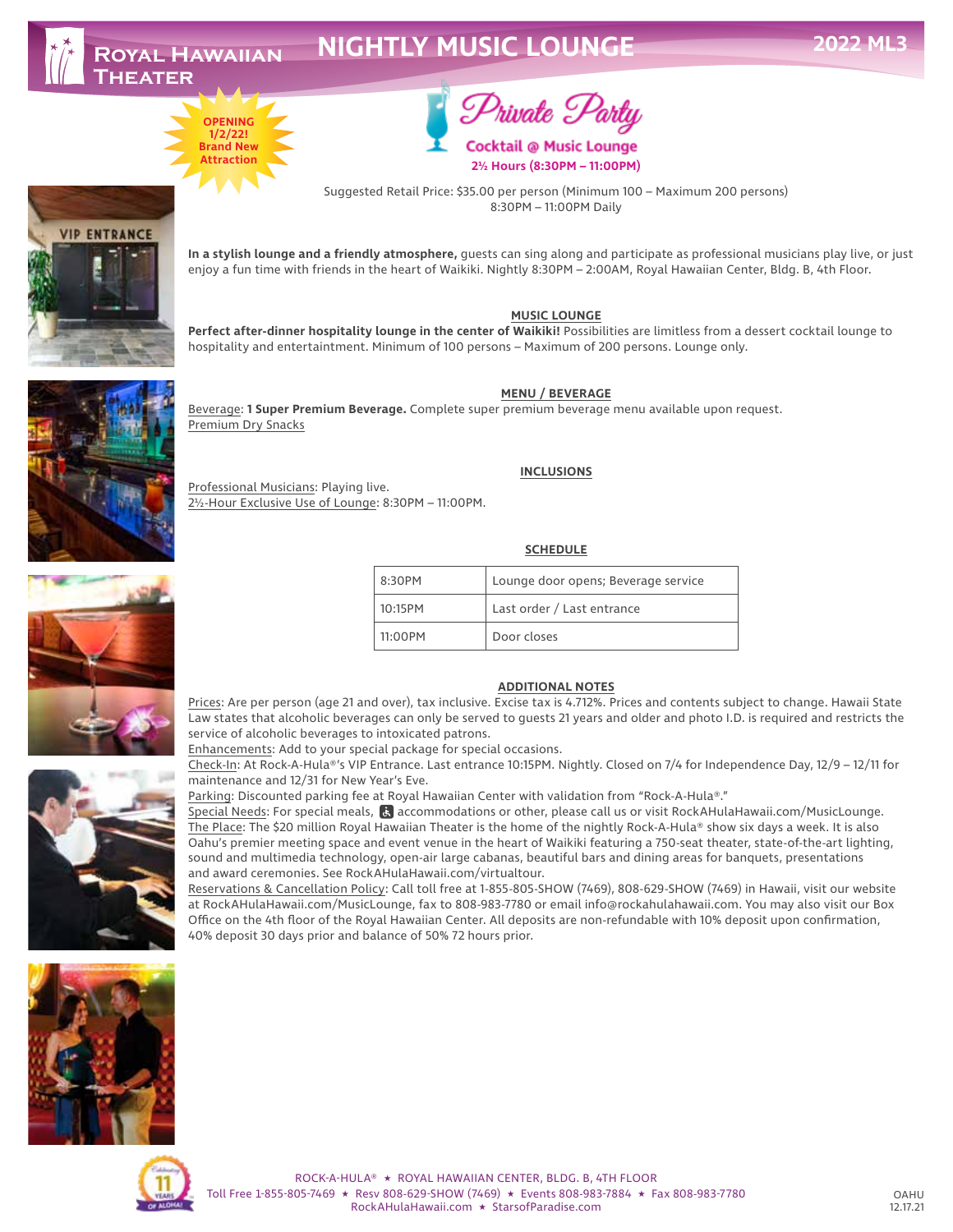# Royal Hawaiian Theater

# NIGHTLY MUSIC LOUNGE

**2022 ML3**

**OPENING 1/2/22! Brand New Attraction**

## Private Party

**Cocktail @ Music Lounge**

**2½ Hours (8:30PM – 11:00PM)**

Suggested Retail Price: $35.00 per person (Minimum 100 – Maximum 200 persons)
8:30PM – 11:00PM Daily

**In a stylish lounge and a friendly atmosphere,** guests can sing along and participate as professional musicians play live, or just enjoy a fun time with friends in the heart of Waikiki. Nightly 8:30PM – 2:00AM, Royal Hawaiian Center, Bldg. B, 4th Floor.

### MUSIC LOUNGE

**Perfect after-dinner hospitality lounge in the center of Waikiki!** Possibilities are limitless from a dessert cocktail lounge to hospitality and entertaintment. Minimum of 100 persons – Maximum of 200 persons. Lounge only.

### MENU / BEVERAGE

Beverage: **1 Super Premium Beverage.** Complete super premium beverage menu available upon request.
Premium Dry Snacks

### INCLUSIONS

Professional Musicians: Playing live.
2½-Hour Exclusive Use of Lounge: 8:30PM – 11:00PM.

### SCHEDULE

| Time | Event |
|---|---|
| 8:30PM | Lounge door opens; Beverage service |
| 10:15PM | Last order / Last entrance |
| 11:00PM | Door closes |

### ADDITIONAL NOTES

Prices: Are per person (age 21 and over), tax inclusive. Excise tax is 4.712%. Prices and contents subject to change. Hawaii State Law states that alcoholic beverages can only be served to guests 21 years and older and photo I.D. is required and restricts the service of alcoholic beverages to intoxicated patrons.
Enhancements: Add to your special package for special occasions.
Check-In: At Rock-A-Hula®'s VIP Entrance. Last entrance 10:15PM. Nightly. Closed on 7/4 for Independence Day, 12/9 – 12/11 for maintenance and 12/31 for New Year's Eve.
Parking: Discounted parking fee at Royal Hawaiian Center with validation from "Rock-A-Hula®."
Special Needs: For special meals, ♿ accommodations or other, please call us or visit RockAHulaHawaii.com/MusicLounge.
The Place: The $20 million Royal Hawaiian Theater is the home of the nightly Rock-A-Hula® show six days a week. It is also Oahu's premier meeting space and event venue in the heart of Waikiki featuring a 750-seat theater, state-of-the-art lighting, sound and multimedia technology, open-air large cabanas, beautiful bars and dining areas for banquets, presentations and award ceremonies. See RockAHulaHawaii.com/virtualtour.
Reservations & Cancellation Policy: Call toll free at 1-855-805-SHOW (7469), 808-629-SHOW (7469) in Hawaii, visit our website at RockAHulaHawaii.com/MusicLounge, fax to 808-983-7780 or email info@rockahulahawaii.com. You may also visit our Box Office on the 4th floor of the Royal Hawaiian Center. All deposits are non-refundable with 10% deposit upon confirmation, 40% deposit 30 days prior and balance of 50% 72 hours prior.

ROCK-A-HULA® ★ ROYAL HAWAIIAN CENTER, BLDG. B, 4TH FLOOR
Toll Free 1-855-805-7469 ★ Resv 808-629-SHOW (7469) ★ Events 808-983-7884 ★ Fax 808-983-7780
RockAHulaHawaii.com ★ StarsofParadise.com

OAHU 12.17.21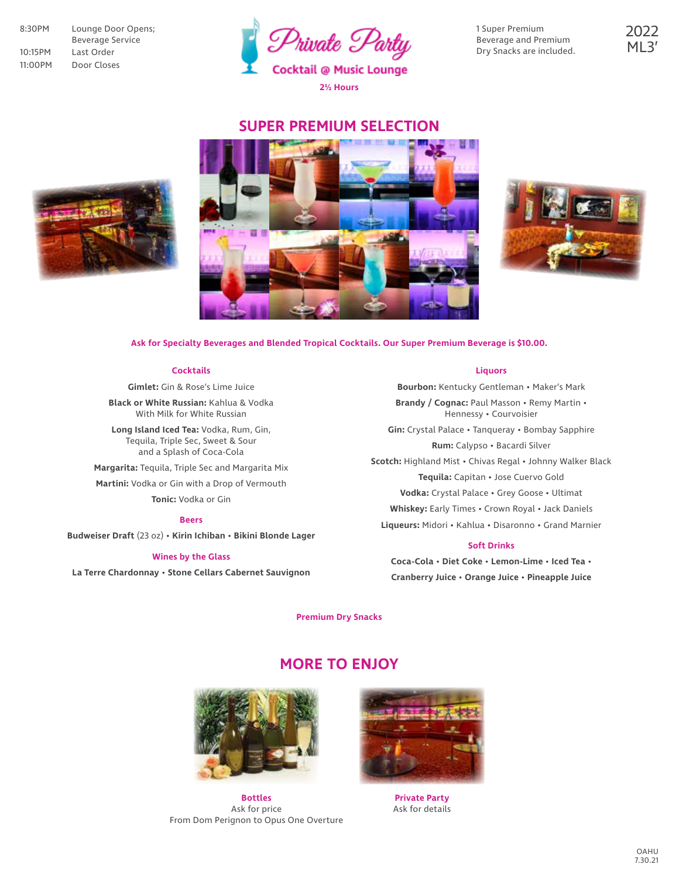| | |
|---|---|
| 8:30PM | Lounge Door Opens; Beverage Service |
| 10:15PM | Last Order |
| 11:00PM | Door Closes |

# Private Party

**Cocktail @ Music Lounge**

**2½ Hours**

1 Super Premium Beverage and Premium Dry Snacks are included.

2022
ML3'

## SUPER PREMIUM SELECTION

**Ask for Specialty Beverages and Blended Tropical Cocktails. Our Super Premium Beverage is $10.00.**

### Cocktails

**Gimlet:** Gin & Rose's Lime Juice

**Black or White Russian:** Kahlua & Vodka
With Milk for White Russian

**Long Island Iced Tea:** Vodka, Rum, Gin, Tequila, Triple Sec, Sweet & Sour and a Splash of Coca-Cola

**Margarita:** Tequila, Triple Sec and Margarita Mix

**Martini:** Vodka or Gin with a Drop of Vermouth

**Tonic:** Vodka or Gin

### Beers

**Budweiser Draft** (23 oz) • **Kirin Ichiban** • **Bikini Blonde Lager**

### Wines by the Glass

**La Terre Chardonnay** • **Stone Cellars Cabernet Sauvignon**

### Liquors

**Bourbon:** Kentucky Gentleman • Maker's Mark

**Brandy / Cognac:** Paul Masson • Remy Martin • Hennessy • Courvoisier

**Gin:** Crystal Palace • Tanqueray • Bombay Sapphire

**Rum:** Calypso • Bacardi Silver

**Scotch:** Highland Mist • Chivas Regal • Johnny Walker Black

**Tequila:** Capitan • Jose Cuervo Gold

**Vodka:** Crystal Palace • Grey Goose • Ultimat

**Whiskey:** Early Times • Crown Royal • Jack Daniels

**Liqueurs:** Midori • Kahlua • Disaronno • Grand Marnier

### Soft Drinks

**Coca-Cola** • **Diet Coke** • **Lemon-Lime** • **Iced Tea** • **Cranberry Juice** • **Orange Juice** • **Pineapple Juice**

### Premium Dry Snacks

## MORE TO ENJOY

**Bottles**
Ask for price
From Dom Perignon to Opus One Overture

**Private Party**
Ask for details

OAHU
7.30.21